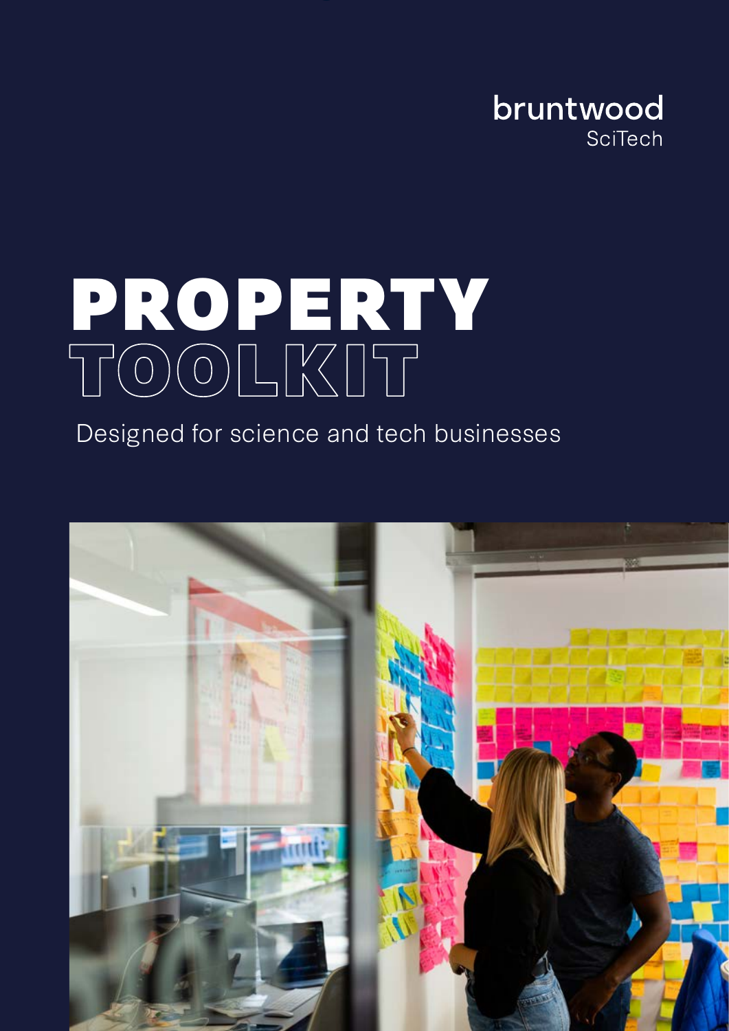bruntwood
SciTech

# PROPERTY TOOLKIT

Designed for science and tech businesses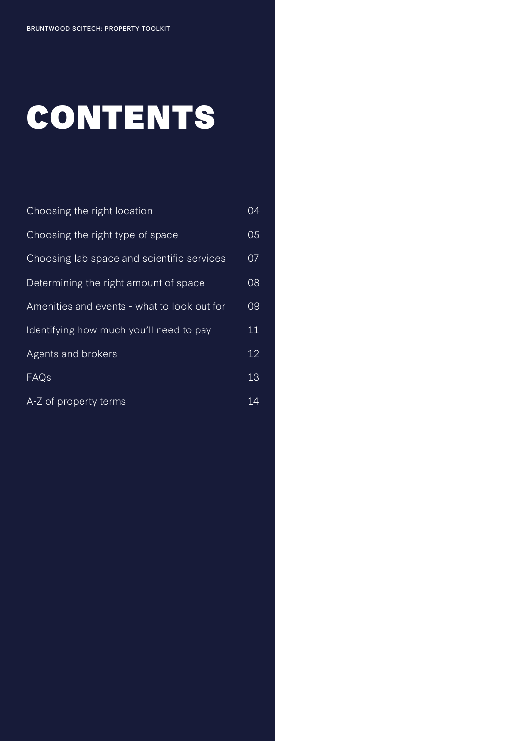# CONTENTS

| | |
|---|---|
| Choosing the right location | 04 |
| Choosing the right type of space | 05 |
| Choosing lab space and scientific services | 07 |
| Determining the right amount of space | 08 |
| Amenities and events - what to look out for | 09 |
| Identifying how much you'll need to pay | 11 |
| Agents and brokers | 12 |
| FAQs | 13 |
| A-Z of property terms | 14 |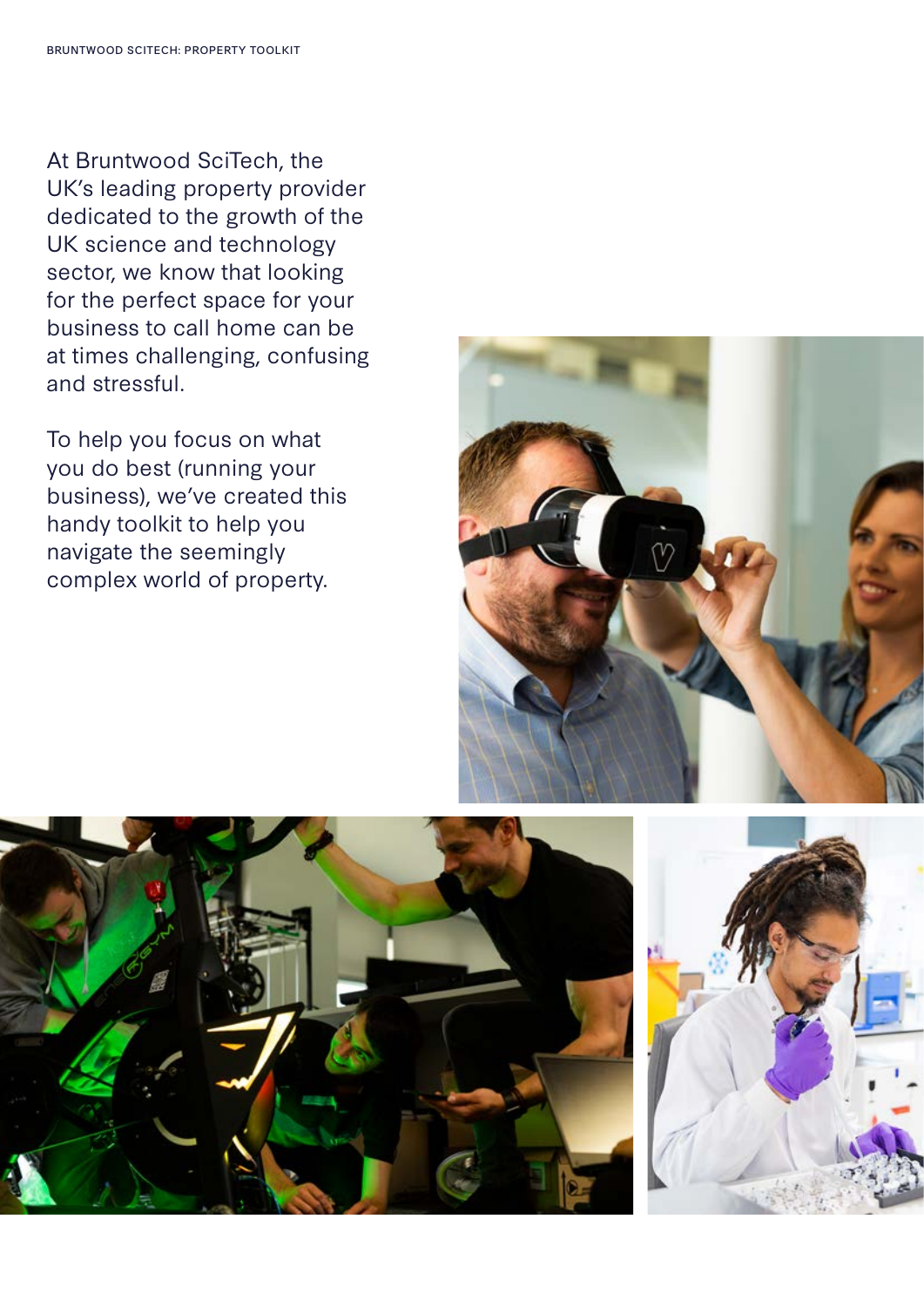At Bruntwood SciTech, the UK's leading property provider dedicated to the growth of the UK science and technology sector, we know that looking for the perfect space for your business to call home can be at times challenging, confusing and stressful.

To help you focus on what you do best (running your business), we've created this handy toolkit to help you navigate the seemingly complex world of property.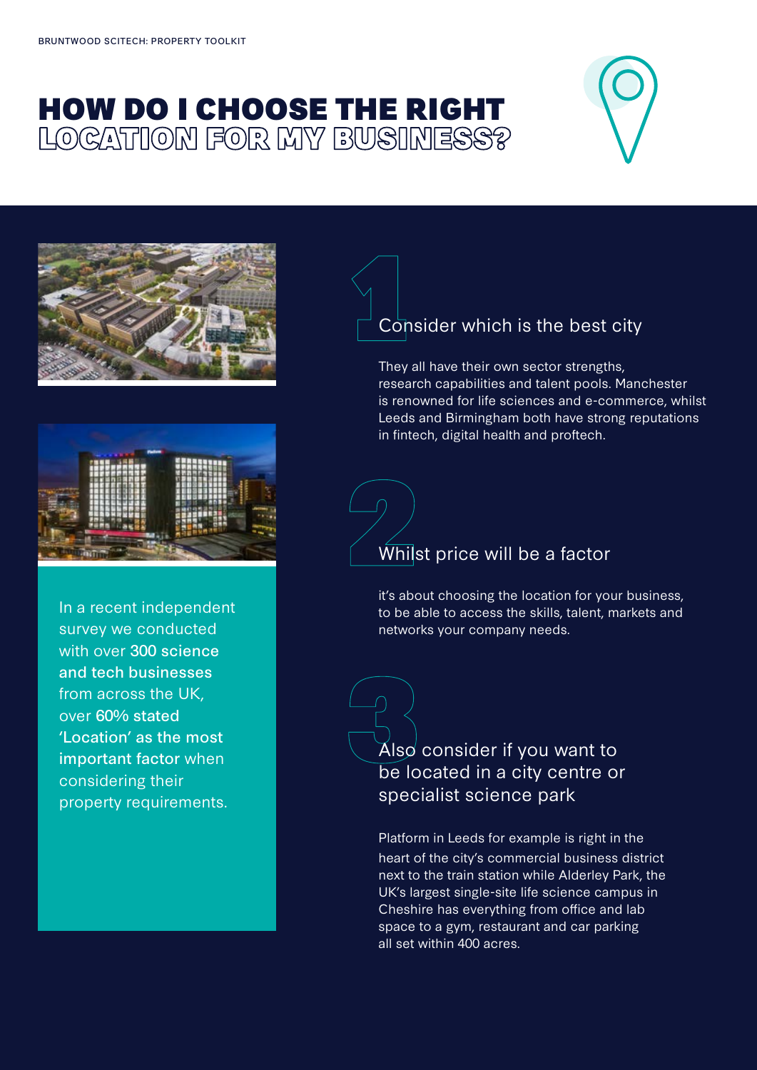# HOW DO I CHOOSE THE RIGHT LOCATION FOR MY BUSINESS?

In a recent independent survey we conducted with over **300 science and tech businesses** from across the UK, over **60% stated 'Location' as the most important factor** when considering their property requirements.

## 1 Consider which is the best city

They all have their own sector strengths, research capabilities and talent pools. Manchester is renowned for life sciences and e-commerce, whilst Leeds and Birmingham both have strong reputations in fintech, digital health and proftech.

## 2 Whilst price will be a factor

it's about choosing the location for your business, to be able to access the skills, talent, markets and networks your company needs.

## 3 Also consider if you want to be located in a city centre or specialist science park

Platform in Leeds for example is right in the heart of the city's commercial business district next to the train station while Alderley Park, the UK's largest single-site life science campus in Cheshire has everything from office and lab space to a gym, restaurant and car parking all set within 400 acres.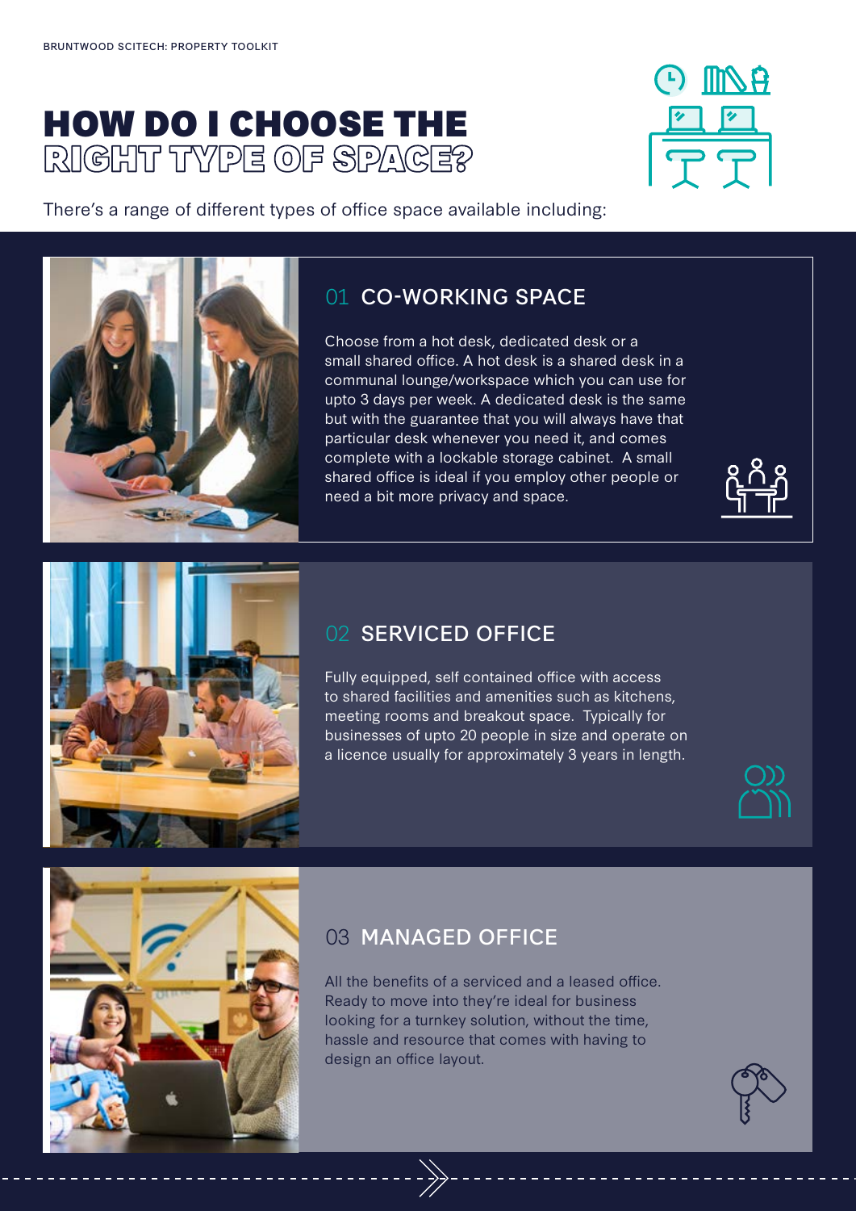# HOW DO I CHOOSE THE RIGHT TYPE OF SPACE?

There's a range of different types of office space available including:

## 01 CO-WORKING SPACE

Choose from a hot desk, dedicated desk or a small shared office. A hot desk is a shared desk in a communal lounge/workspace which you can use for upto 3 days per week. A dedicated desk is the same but with the guarantee that you will always have that particular desk whenever you need it, and comes complete with a lockable storage cabinet. A small shared office is ideal if you employ other people or need a bit more privacy and space.

## 02 SERVICED OFFICE

Fully equipped, self contained office with access to shared facilities and amenities such as kitchens, meeting rooms and breakout space. Typically for businesses of upto 20 people in size and operate on a licence usually for approximately 3 years in length.

## 03 MANAGED OFFICE

All the benefits of a serviced and a leased office. Ready to move into they're ideal for business looking for a turnkey solution, without the time, hassle and resource that comes with having to design an office layout.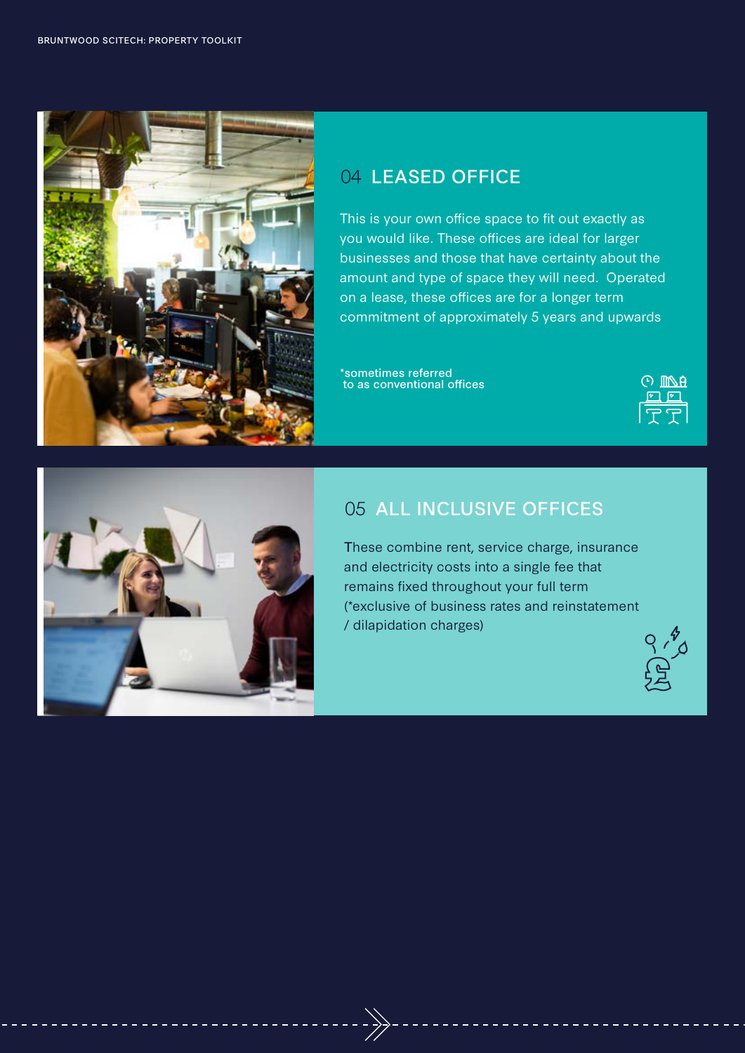## 04 LEASED OFFICE

This is your own office space to fit out exactly as you would like. These offices are ideal for larger businesses and those that have certainty about the amount and type of space they will need. Operated on a lease, these offices are for a longer term commitment of approximately 5 years and upwards

*sometimes referred to as conventional offices

## 05 ALL INCLUSIVE OFFICES

These combine rent, service charge, insurance and electricity costs into a single fee that remains fixed throughout your full term (*exclusive of business rates and reinstatement / dilapidation charges)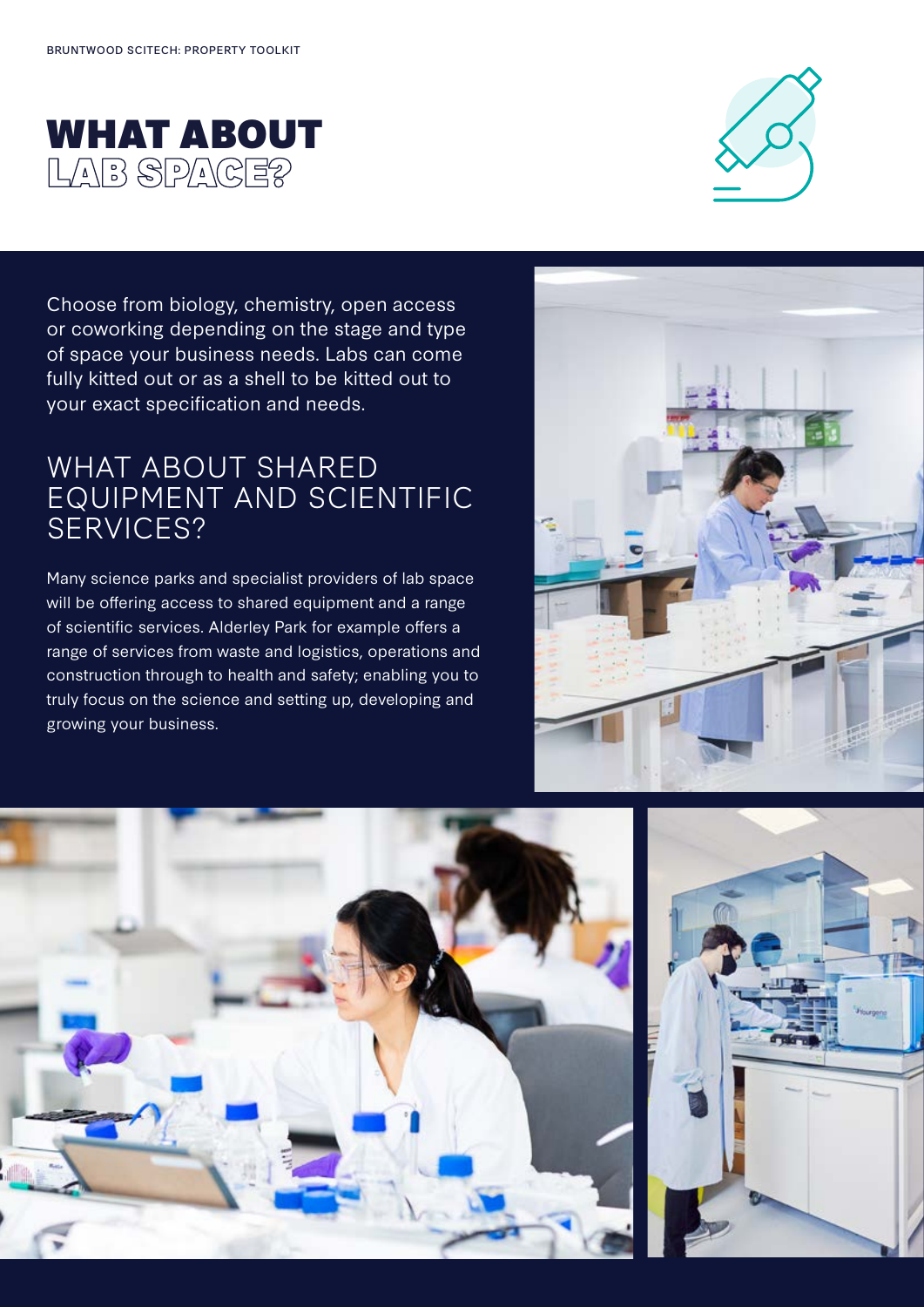# WHAT ABOUT LAB SPACE?

Choose from biology, chemistry, open access or coworking depending on the stage and type of space your business needs. Labs can come fully kitted out or as a shell to be kitted out to your exact specification and needs.

## WHAT ABOUT SHARED EQUIPMENT AND SCIENTIFIC SERVICES?

Many science parks and specialist providers of lab space will be offering access to shared equipment and a range of scientific services. Alderley Park for example offers a range of services from waste and logistics, operations and construction through to health and safety; enabling you to truly focus on the science and setting up, developing and growing your business.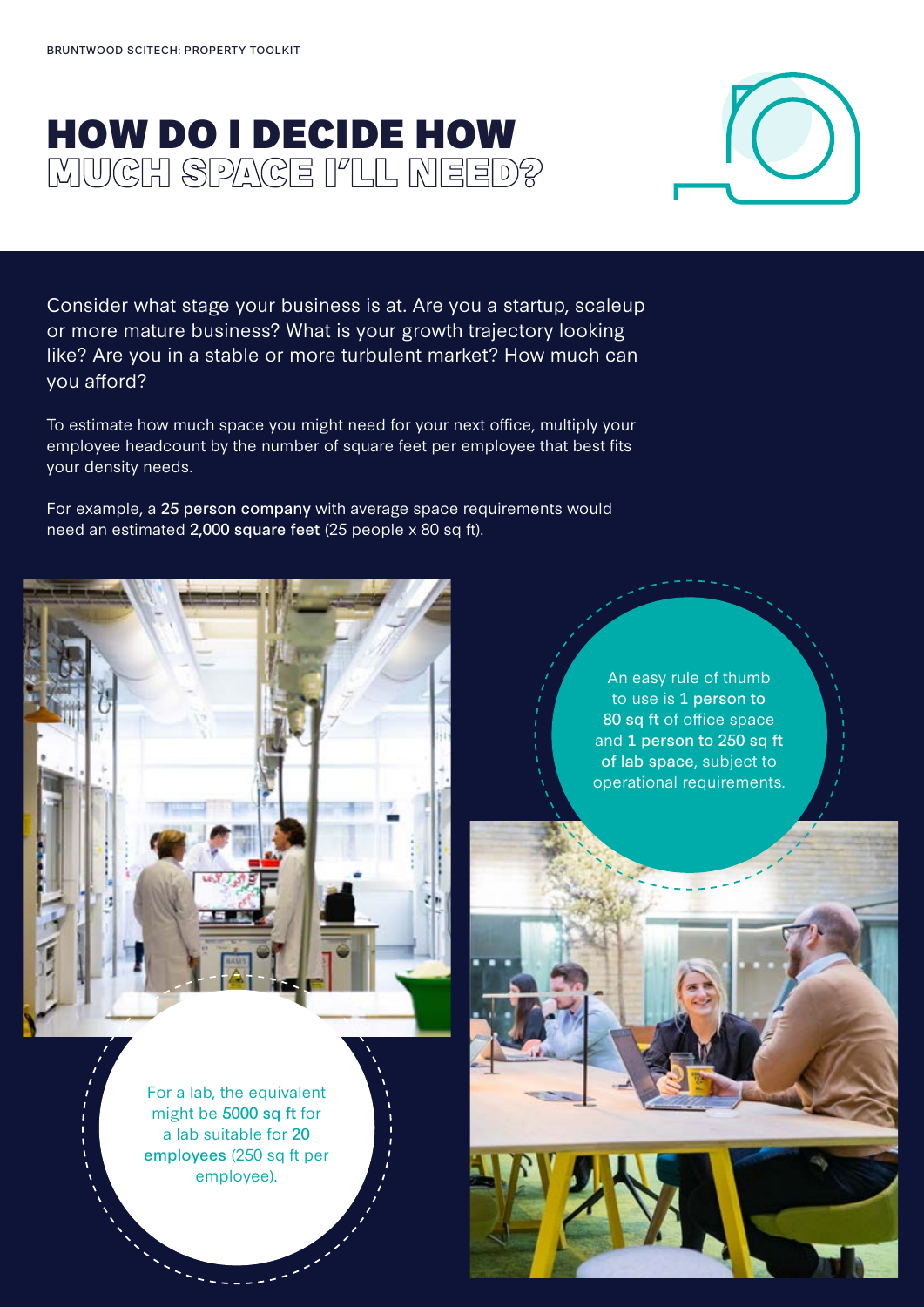# HOW DO I DECIDE HOW MUCH SPACE I'LL NEED?

Consider what stage your business is at. Are you a startup, scaleup or more mature business? What is your growth trajectory looking like? Are you in a stable or more turbulent market? How much can you afford?

To estimate how much space you might need for your next office, multiply your employee headcount by the number of square feet per employee that best fits your density needs.

For example, a **25 person company** with average space requirements would need an estimated **2,000 square feet** (25 people x 80 sq ft).

An easy rule of thumb to use is **1 person to 80 sq ft** of office space and **1 person to 250 sq ft of lab space**, subject to operational requirements.

For a lab, the equivalent might be **5000 sq ft** for a lab suitable for **20 employees** (250 sq ft per employee).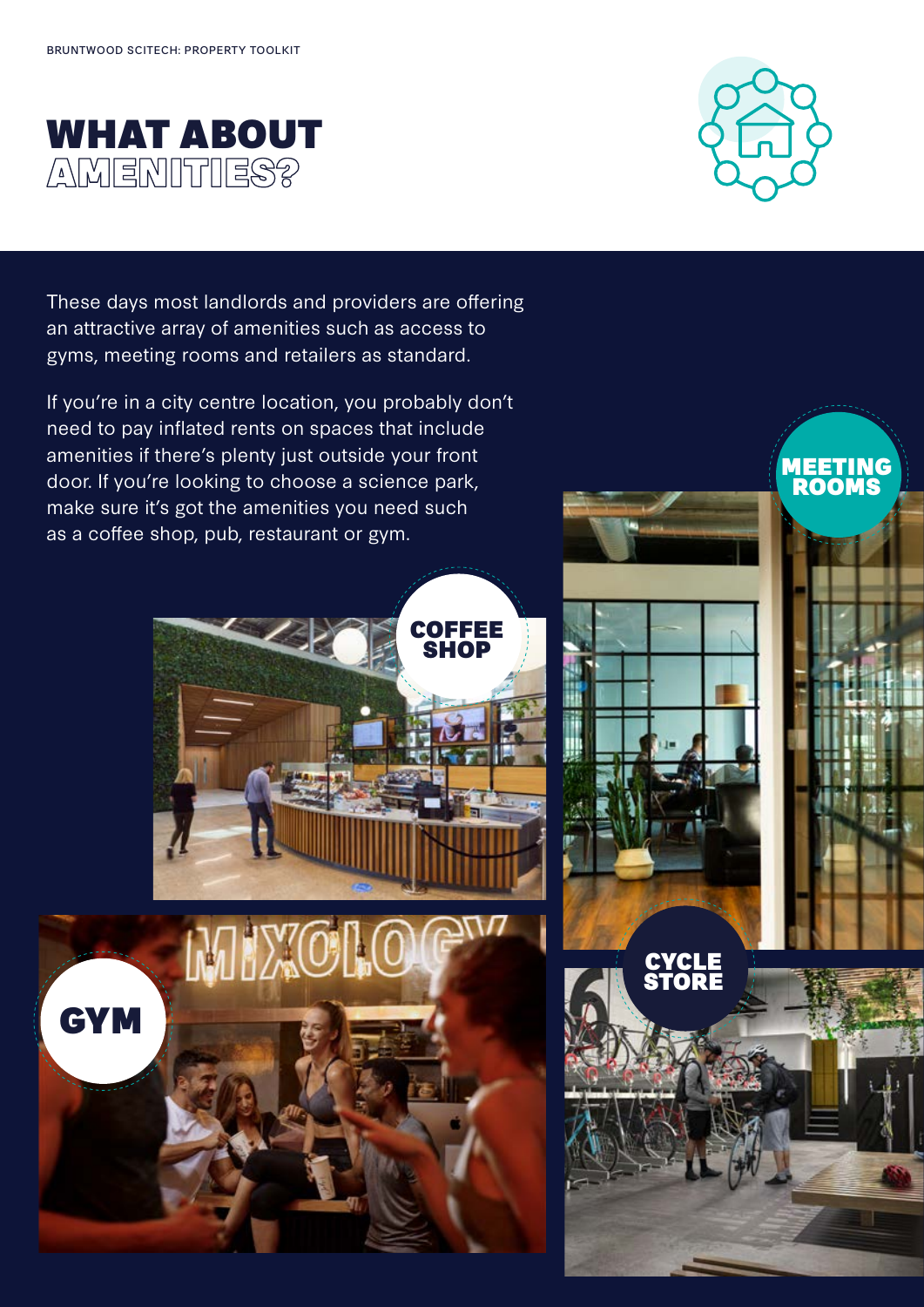# WHAT ABOUT AMENITIES?

These days most landlords and providers are offering an attractive array of amenities such as access to gyms, meeting rooms and retailers as standard.

If you're in a city centre location, you probably don't need to pay inflated rents on spaces that include amenities if there's plenty just outside your front door. If you're looking to choose a science park, make sure it's got the amenities you need such as a coffee shop, pub, restaurant or gym.

COFFEE SHOP

MEETING ROOMS

GYM

CYCLE STORE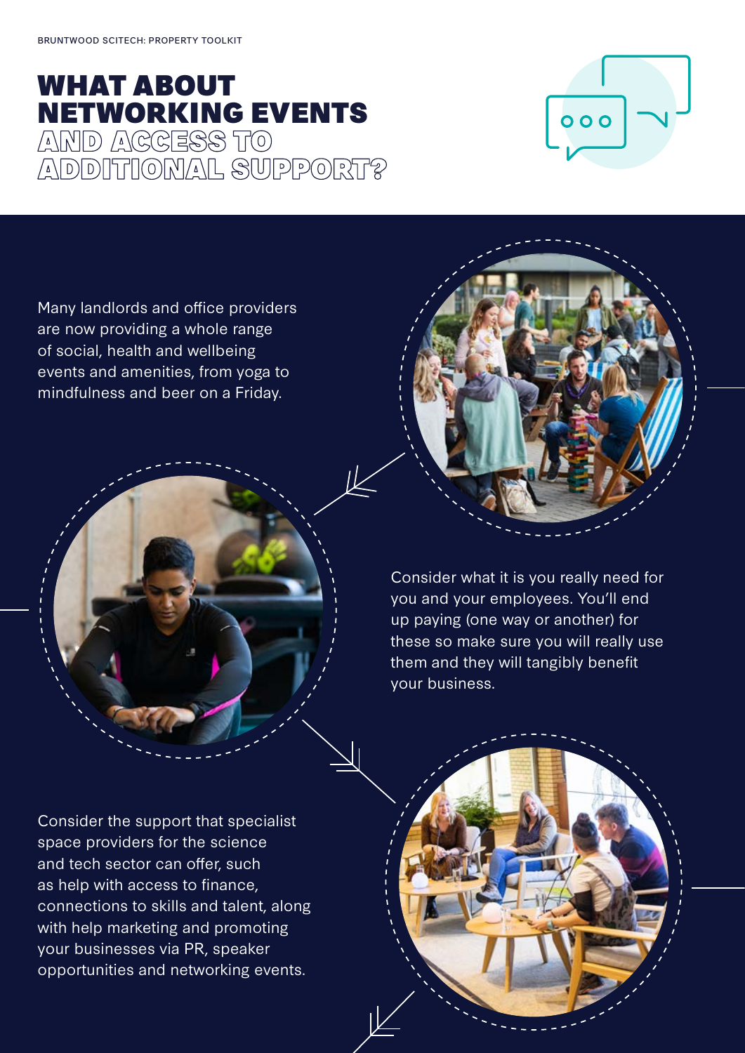# WHAT ABOUT NETWORKING EVENTS AND ACCESS TO ADDITIONAL SUPPORT?

Many landlords and office providers are now providing a whole range of social, health and wellbeing events and amenities, from yoga to mindfulness and beer on a Friday.

Consider what it is you really need for you and your employees. You'll end up paying (one way or another) for these so make sure you will really use them and they will tangibly benefit your business.

Consider the support that specialist space providers for the science and tech sector can offer, such as help with access to finance, connections to skills and talent, along with help marketing and promoting your businesses via PR, speaker opportunities and networking events.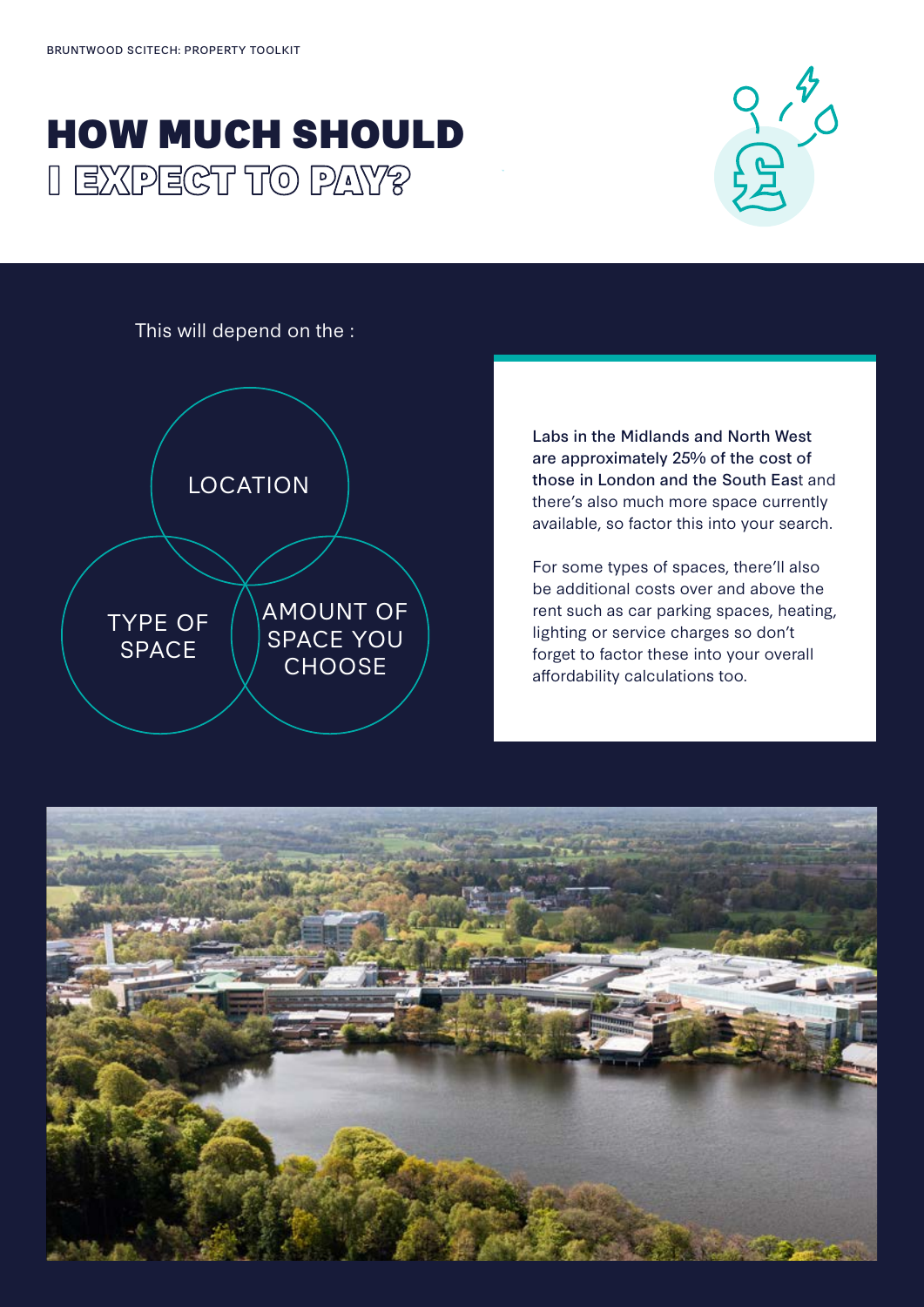# HOW MUCH SHOULD I EXPECT TO PAY?

This will depend on the :

LOCATION

TYPE OF SPACE

AMOUNT OF SPACE YOU CHOOSE

Labs in the Midlands and North West are approximately 25% of the cost of those in London and the South East and there's also much more space currently available, so factor this into your search.

For some types of spaces, there'll also be additional costs over and above the rent such as car parking spaces, heating, lighting or service charges so don't forget to factor these into your overall affordability calculations too.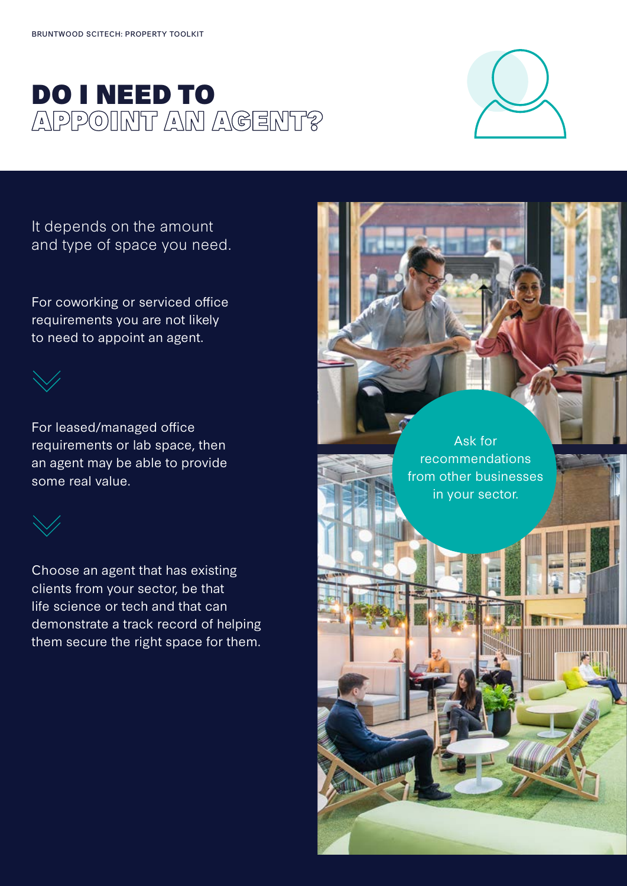# DO I NEED TO APPOINT AN AGENT?

It depends on the amount and type of space you need.

For coworking or serviced office requirements you are not likely to need to appoint an agent.

For leased/managed office requirements or lab space, then an agent may be able to provide some real value.

Choose an agent that has existing clients from your sector, be that life science or tech and that can demonstrate a track record of helping them secure the right space for them.

Ask for recommendations from other businesses in your sector.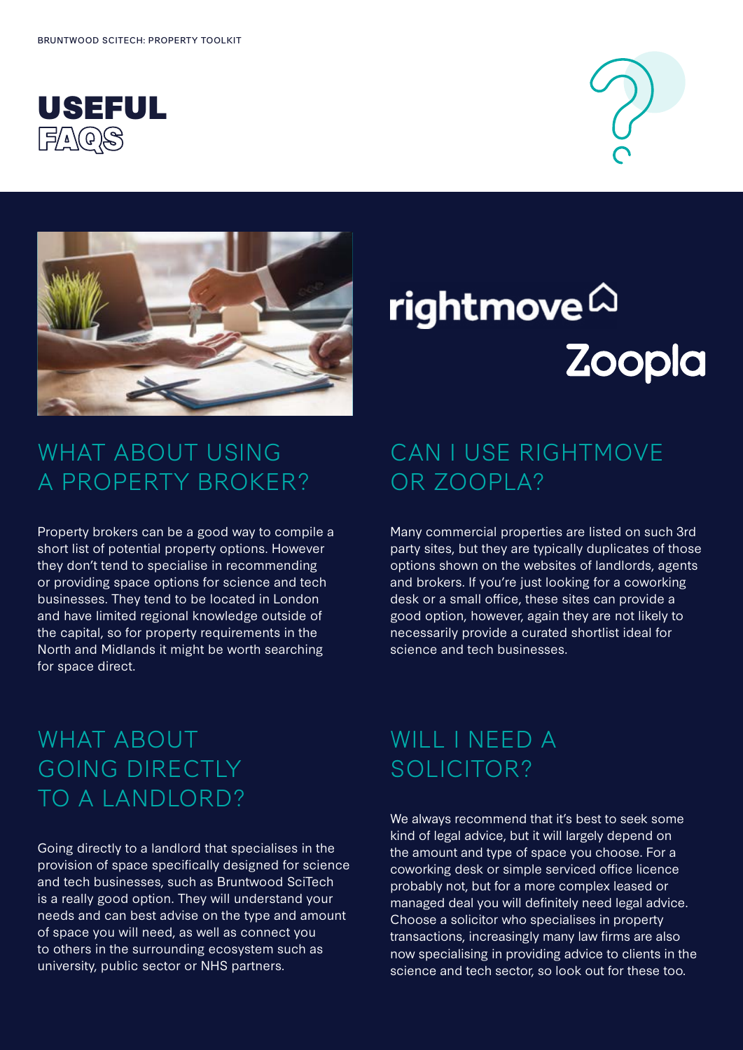# USEFUL FAQS

rightmove

Zoopla

## WHAT ABOUT USING A PROPERTY BROKER?

Property brokers can be a good way to compile a short list of potential property options. However they don't tend to specialise in recommending or providing space options for science and tech businesses. They tend to be located in London and have limited regional knowledge outside of the capital, so for property requirements in the North and Midlands it might be worth searching for space direct.

## CAN I USE RIGHTMOVE OR ZOOPLA?

Many commercial properties are listed on such 3rd party sites, but they are typically duplicates of those options shown on the websites of landlords, agents and brokers. If you're just looking for a coworking desk or a small office, these sites can provide a good option, however, again they are not likely to necessarily provide a curated shortlist ideal for science and tech businesses.

## WHAT ABOUT GOING DIRECTLY TO A LANDLORD?

Going directly to a landlord that specialises in the provision of space specifically designed for science and tech businesses, such as Bruntwood SciTech is a really good option. They will understand your needs and can best advise on the type and amount of space you will need, as well as connect you to others in the surrounding ecosystem such as university, public sector or NHS partners.

## WILL I NEED A SOLICITOR?

We always recommend that it's best to seek some kind of legal advice, but it will largely depend on the amount and type of space you choose. For a coworking desk or simple serviced office licence probably not, but for a more complex leased or managed deal you will definitely need legal advice. Choose a solicitor who specialises in property transactions, increasingly many law firms are also now specialising in providing advice to clients in the science and tech sector, so look out for these too.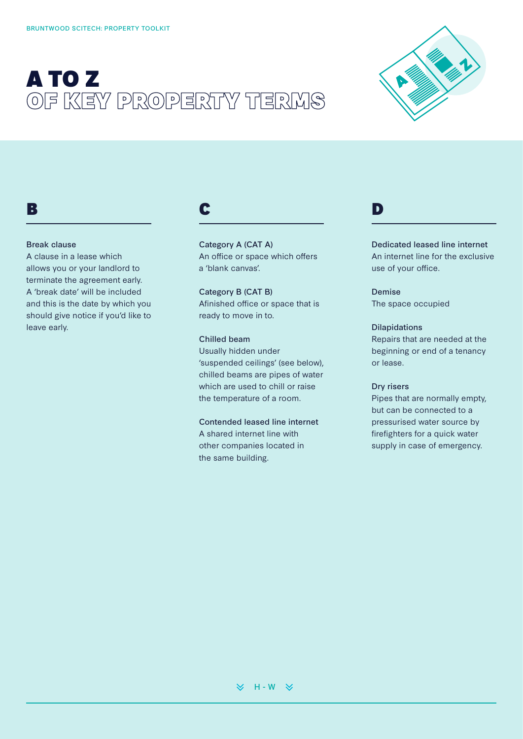# A TO Z OF KEY PROPERTY TERMS

## B

**Break clause**
A clause in a lease which allows you or your landlord to terminate the agreement early. A 'break date' will be included and this is the date by which you should give notice if you'd like to leave early.

## C

**Category A (CAT A)**
An office or space which offers a 'blank canvas'.

**Category B (CAT B)**
Afinished office or space that is ready to move in to.

**Chilled beam**
Usually hidden under 'suspended ceilings' (see below), chilled beams are pipes of water which are used to chill or raise the temperature of a room.

**Contended leased line internet**
A shared internet line with other companies located in the same building.

## D

**Dedicated leased line internet**
An internet line for the exclusive use of your office.

**Demise**
The space occupied

**Dilapidations**
Repairs that are needed at the beginning or end of a tenancy or lease.

**Dry risers**
Pipes that are normally empty, but can be connected to a pressurised water source by firefighters for a quick water supply in case of emergency.

H - W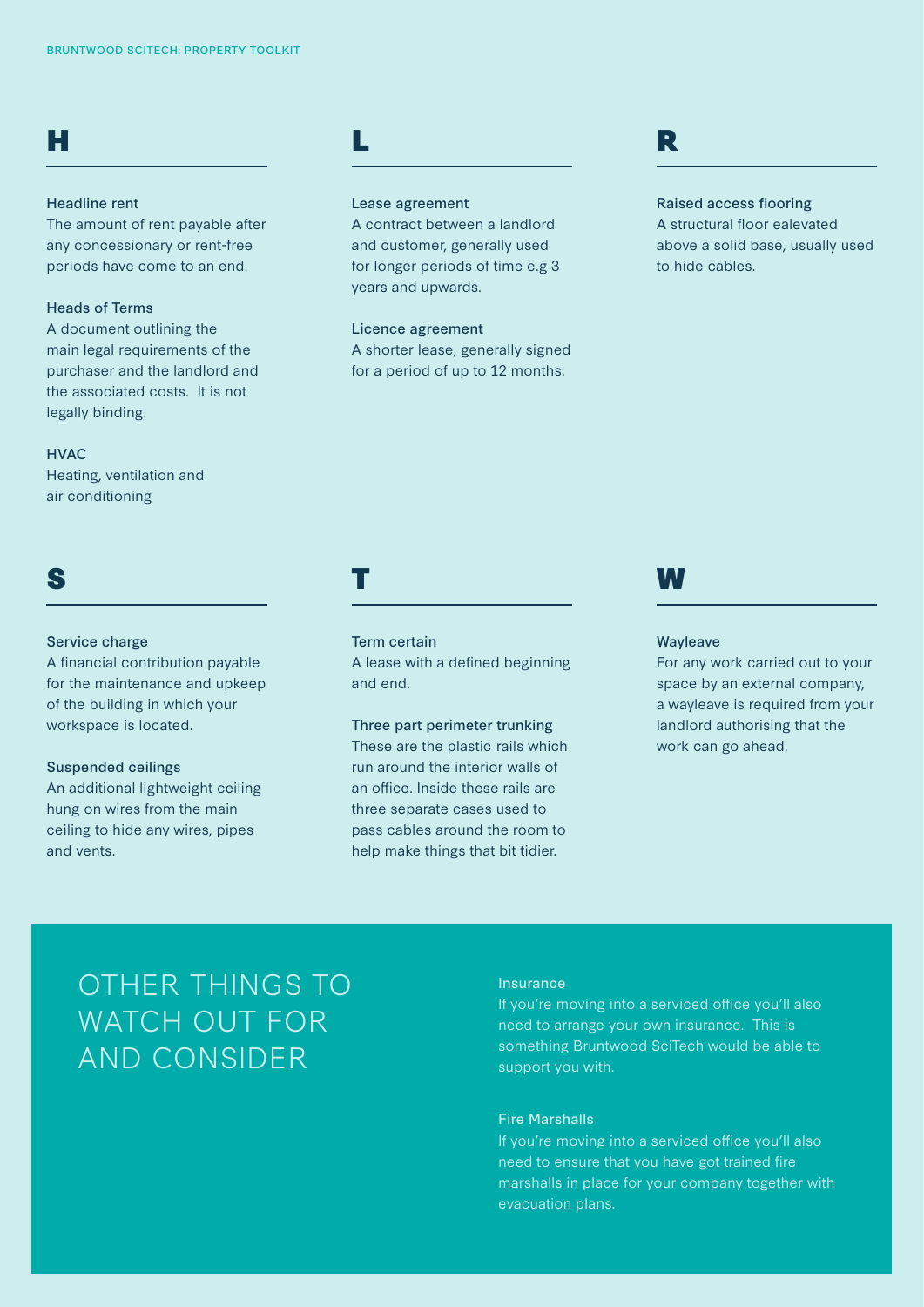## H

**Headline rent**
The amount of rent payable after any concessionary or rent-free periods have come to an end.

**Heads of Terms**
A document outlining the main legal requirements of the purchaser and the landlord and the associated costs. It is not legally binding.

**HVAC**
Heating, ventilation and air conditioning

## L

**Lease agreement**
A contract between a landlord and customer, generally used for longer periods of time e.g 3 years and upwards.

**Licence agreement**
A shorter lease, generally signed for a period of up to 12 months.

## R

**Raised access flooring**
A structural floor ealevated above a solid base, usually used to hide cables.

## S

**Service charge**
A financial contribution payable for the maintenance and upkeep of the building in which your workspace is located.

**Suspended ceilings**
An additional lightweight ceiling hung on wires from the main ceiling to hide any wires, pipes and vents.

## T

**Term certain**
A lease with a defined beginning and end.

**Three part perimeter trunking**
These are the plastic rails which run around the interior walls of an office. Inside these rails are three separate cases used to pass cables around the room to help make things that bit tidier.

## W

**Wayleave**
For any work carried out to your space by an external company, a wayleave is required from your landlord authorising that the work can go ahead.

## OTHER THINGS TO WATCH OUT FOR AND CONSIDER

**Insurance**
If you're moving into a serviced office you'll also need to arrange your own insurance. This is something Bruntwood SciTech would be able to support you with.

**Fire Marshalls**
If you're moving into a serviced office you'll also need to ensure that you have got trained fire marshalls in place for your company together with evacuation plans.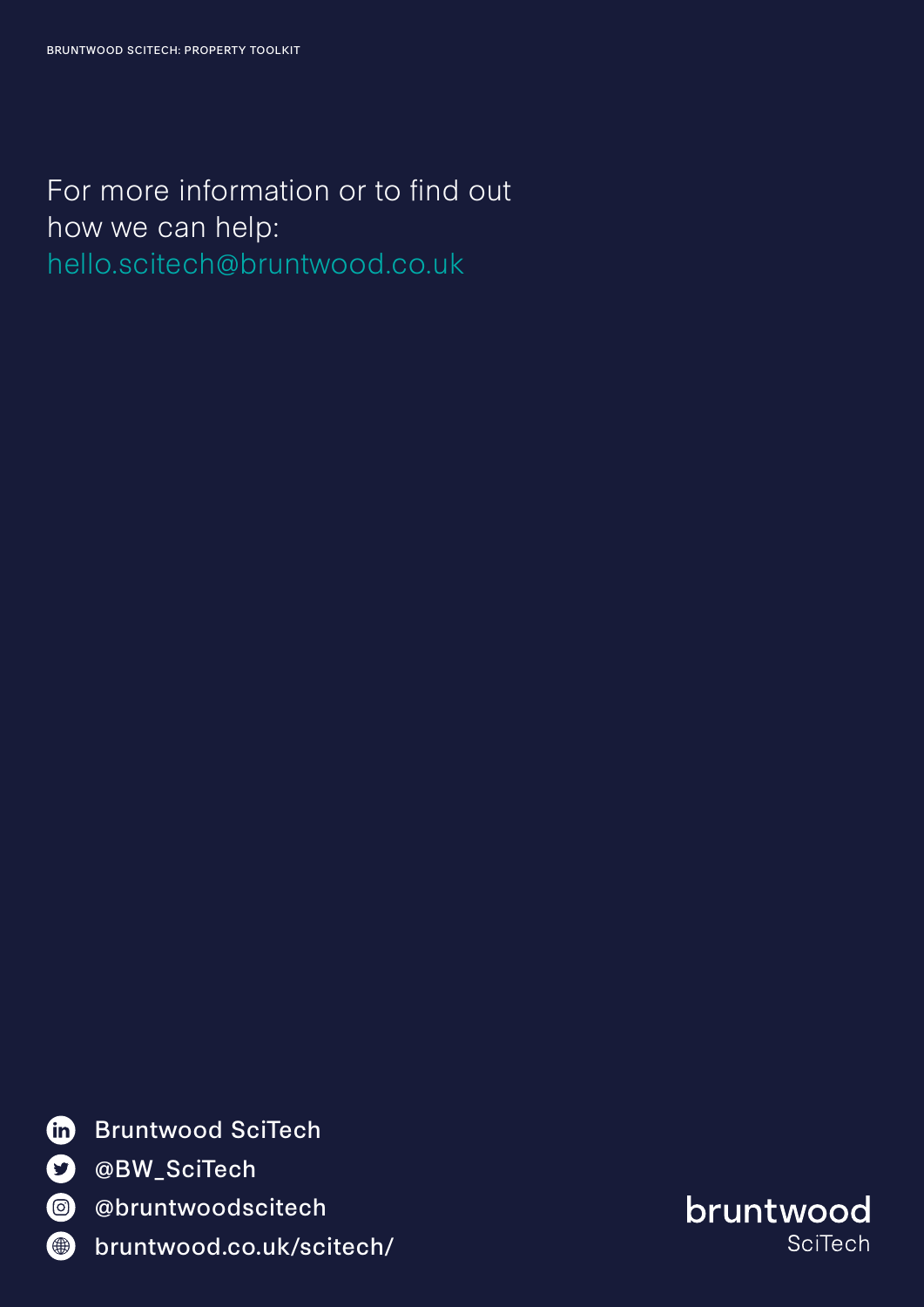For more information or to find out how we can help:
hello.scitech@bruntwood.co.uk

Bruntwood SciTech

@BW_SciTech

@bruntwoodscitech

bruntwood.co.uk/scitech/

bruntwood
SciTech